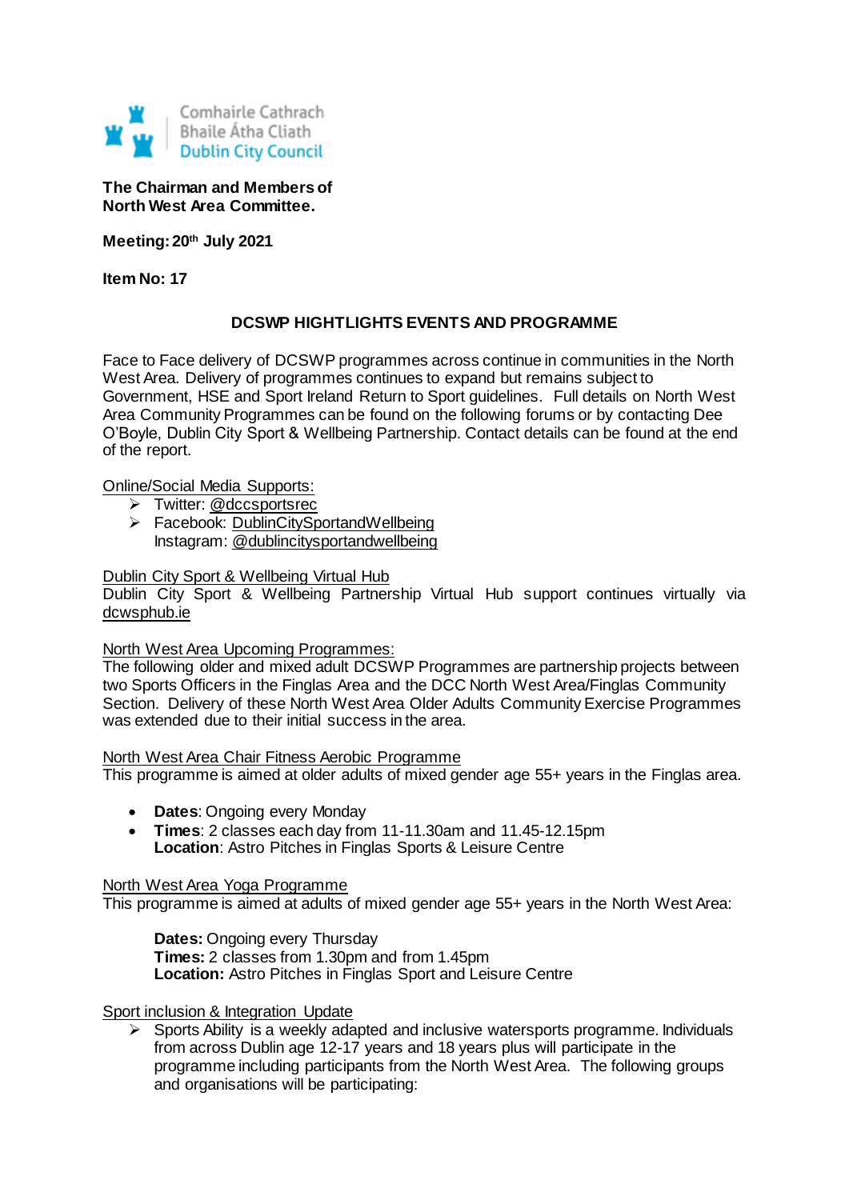Comhairle Cathrach
Bhaile Átha Cliath
Dublin City Council

**The Chairman and Members of North West Area Committee.**

**Meeting: 20th July 2021**

**Item No: 17**

## DCSWP HIGHTLIGHTS EVENTS AND PROGRAMME

Face to Face delivery of DCSWP programmes across continue in communities in the North West Area. Delivery of programmes continues to expand but remains subject to Government, HSE and Sport Ireland Return to Sport guidelines. Full details on North West Area Community Programmes can be found on the following forums or by contacting Dee O'Boyle, Dublin City Sport & Wellbeing Partnership. Contact details can be found at the end of the report.

Online/Social Media Supports:

- Twitter: @dccsportsrec
- Facebook: DublinCitySportandWellbeing
  Instagram: @dublincitysportandwellbeing

Dublin City Sport & Wellbeing Virtual Hub

Dublin City Sport & Wellbeing Partnership Virtual Hub support continues virtually via dcwsphub.ie

North West Area Upcoming Programmes:

The following older and mixed adult DCSWP Programmes are partnership projects between two Sports Officers in the Finglas Area and the DCC North West Area/Finglas Community Section. Delivery of these North West Area Older Adults Community Exercise Programmes was extended due to their initial success in the area.

North West Area Chair Fitness Aerobic Programme

This programme is aimed at older adults of mixed gender age 55+ years in the Finglas area.

- **Dates**: Ongoing every Monday
- **Times**: 2 classes each day from 11-11.30am and 11.45-12.15pm
  **Location**: Astro Pitches in Finglas Sports & Leisure Centre

North West Area Yoga Programme

This programme is aimed at adults of mixed gender age 55+ years in the North West Area:

**Dates:** Ongoing every Thursday
**Times:** 2 classes from 1.30pm and from 1.45pm
**Location:** Astro Pitches in Finglas Sport and Leisure Centre

Sport inclusion & Integration Update

- Sports Ability is a weekly adapted and inclusive watersports programme. Individuals from across Dublin age 12-17 years and 18 years plus will participate in the programme including participants from the North West Area. The following groups and organisations will be participating: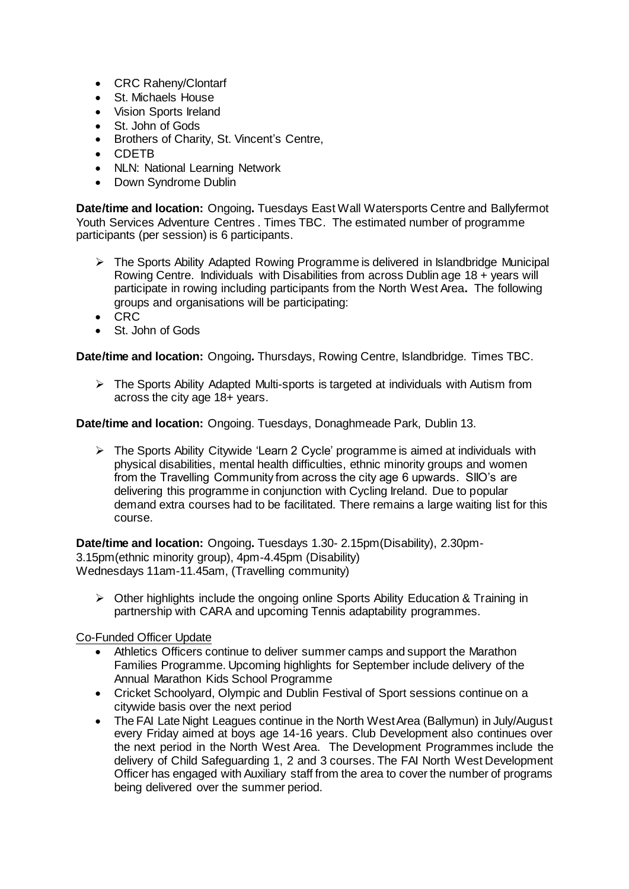- CRC Raheny/Clontarf
- St. Michaels House
- Vision Sports Ireland
- St. John of Gods
- Brothers of Charity, St. Vincent's Centre,
- CDETB
- NLN: National Learning Network
- Down Syndrome Dublin

**Date/time and location:** Ongoing**.** Tuesdays East Wall Watersports Centre and Ballyfermot Youth Services Adventure Centres . Times TBC. The estimated number of programme participants (per session) is 6 participants.

- The Sports Ability Adapted Rowing Programme is delivered in Islandbridge Municipal Rowing Centre. Individuals with Disabilities from across Dublin age 18 + years will participate in rowing including participants from the North West Area**.** The following groups and organisations will be participating:
- CRC
- St. John of Gods

**Date/time and location:** Ongoing**.** Thursdays, Rowing Centre, Islandbridge. Times TBC.

- The Sports Ability Adapted Multi-sports is targeted at individuals with Autism from across the city age 18+ years.

**Date/time and location:** Ongoing. Tuesdays, Donaghmeade Park, Dublin 13.

- The Sports Ability Citywide 'Learn 2 Cycle' programme is aimed at individuals with physical disabilities, mental health difficulties, ethnic minority groups and women from the Travelling Community from across the city age 6 upwards. SIIO's are delivering this programme in conjunction with Cycling Ireland. Due to popular demand extra courses had to be facilitated. There remains a large waiting list for this course.

**Date/time and location:** Ongoing**.** Tuesdays 1.30- 2.15pm(Disability), 2.30pm-3.15pm(ethnic minority group), 4pm-4.45pm (Disability)
Wednesdays 11am-11.45am, (Travelling community)

- Other highlights include the ongoing online Sports Ability Education & Training in partnership with CARA and upcoming Tennis adaptability programmes.

Co-Funded Officer Update

- Athletics Officers continue to deliver summer camps and support the Marathon Families Programme. Upcoming highlights for September include delivery of the Annual Marathon Kids School Programme
- Cricket Schoolyard, Olympic and Dublin Festival of Sport sessions continue on a citywide basis over the next period
- The FAI Late Night Leagues continue in the North West Area (Ballymun) in July/August every Friday aimed at boys age 14-16 years. Club Development also continues over the next period in the North West Area. The Development Programmes include the delivery of Child Safeguarding 1, 2 and 3 courses. The FAI North West Development Officer has engaged with Auxiliary staff from the area to cover the number of programs being delivered over the summer period.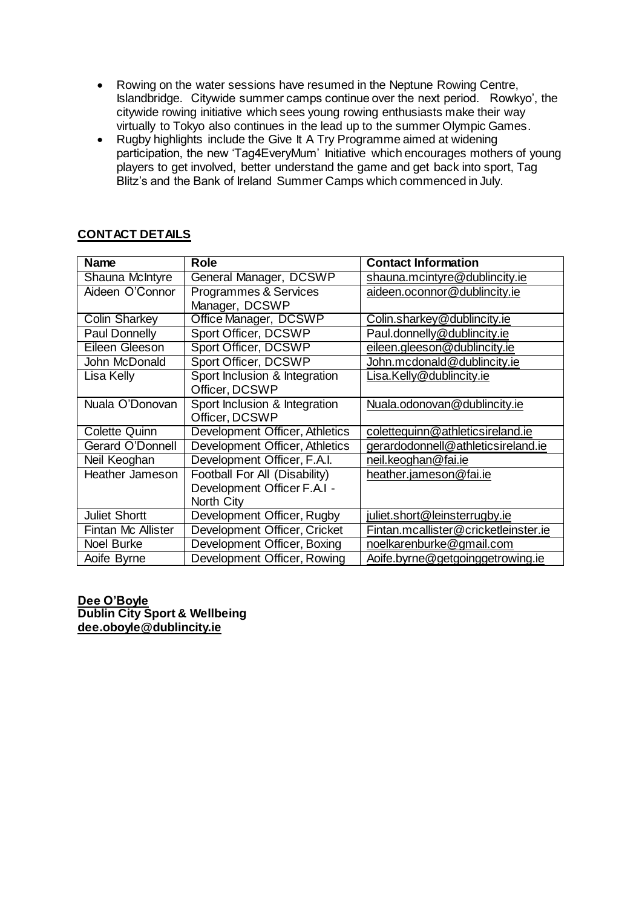- Rowing on the water sessions have resumed in the Neptune Rowing Centre, Islandbridge. Citywide summer camps continue over the next period. Rowkyo', the citywide rowing initiative which sees young rowing enthusiasts make their way virtually to Tokyo also continues in the lead up to the summer Olympic Games.
- Rugby highlights include the Give It A Try Programme aimed at widening participation, the new 'Tag4EveryMum' Initiative which encourages mothers of young players to get involved, better understand the game and get back into sport, Tag Blitz's and the Bank of Ireland Summer Camps which commenced in July.

**CONTACT DETAILS**

| Name | Role | Contact Information |
|---|---|---|
| Shauna McIntyre | General Manager, DCSWP | shauna.mcintyre@dublincity.ie |
| Aideen O'Connor | Programmes & Services Manager, DCSWP | aideen.oconnor@dublincity.ie |
| Colin Sharkey | Office Manager, DCSWP | Colin.sharkey@dublincity.ie |
| Paul Donnelly | Sport Officer, DCSWP | Paul.donnelly@dublincity.ie |
| Eileen Gleeson | Sport Officer, DCSWP | eileen.gleeson@dublincity.ie |
| John McDonald | Sport Officer, DCSWP | John.mcdonald@dublincity.ie |
| Lisa Kelly | Sport Inclusion & Integration Officer, DCSWP | Lisa.Kelly@dublincity.ie |
| Nuala O'Donovan | Sport Inclusion & Integration Officer, DCSWP | Nuala.odonovan@dublincity.ie |
| Colette Quinn | Development Officer, Athletics | colettequinn@athleticsireland.ie |
| Gerard O'Donnell | Development Officer, Athletics | gerardodonnell@athleticsireland.ie |
| Neil Keoghan | Development Officer, F.A.I. | neil.keoghan@fai.ie |
| Heather Jameson | Football For All (Disability) Development Officer F.A.I - North City | heather.jameson@fai.ie |
| Juliet Shortt | Development Officer, Rugby | juliet.short@leinsterrugby.ie |
| Fintan Mc Allister | Development Officer, Cricket | Fintan.mcallister@cricketleinster.ie |
| Noel Burke | Development Officer, Boxing | noelkarenburke@gmail.com |
| Aoife Byrne | Development Officer, Rowing | Aoife.byrne@getgoinggetrowing.ie |

**Dee O'Boyle**
**Dublin City Sport & Wellbeing**
**dee.oboyle@dublincity.ie**